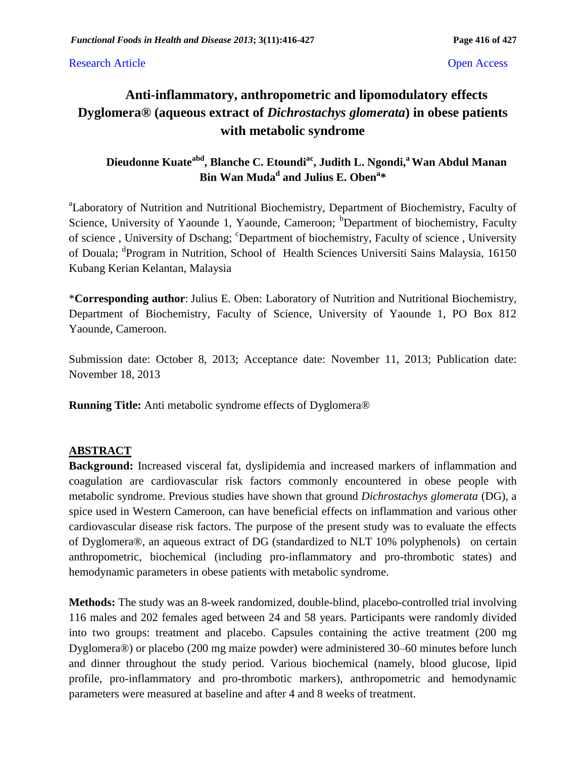Research Article Open Access

# Anti-inflammatory, anthropometric and lipomodulatory effects Dyglomera® (aqueous extract of *Dichrostachys glomerata*) in obese patients with metabolic syndrome

**Dieudonne Kuate[abd], Blanche C. Etoundi[ac], Judith L. Ngondi,[a] Wan Abdul Manan Bin Wan Muda[d] and Julius E. Oben[a]***

[a]Laboratory of Nutrition and Nutritional Biochemistry, Department of Biochemistry, Faculty of Science, University of Yaounde 1, Yaounde, Cameroon; [b]Department of biochemistry, Faculty of science , University of Dschang; [c]Department of biochemistry, Faculty of science , University of Douala; [d]Program in Nutrition, School of Health Sciences Universiti Sains Malaysia, 16150 Kubang Kerian Kelantan, Malaysia

***Corresponding author**: Julius E. Oben: Laboratory of Nutrition and Nutritional Biochemistry, Department of Biochemistry, Faculty of Science, University of Yaounde 1, PO Box 812 Yaounde, Cameroon.

Submission date: October 8, 2013; Acceptance date: November 11, 2013; Publication date: November 18, 2013

**Running Title:** Anti metabolic syndrome effects of Dyglomera®

## ABSTRACT

**Background:** Increased visceral fat, dyslipidemia and increased markers of inflammation and coagulation are cardiovascular risk factors commonly encountered in obese people with metabolic syndrome. Previous studies have shown that ground *Dichrostachys glomerata* (DG), a spice used in Western Cameroon, can have beneficial effects on inflammation and various other cardiovascular disease risk factors. The purpose of the present study was to evaluate the effects of Dyglomera®, an aqueous extract of DG (standardized to NLT 10% polyphenols) on certain anthropometric, biochemical (including pro-inflammatory and pro-thrombotic states) and hemodynamic parameters in obese patients with metabolic syndrome.

**Methods:** The study was an 8-week randomized, double-blind, placebo-controlled trial involving 116 males and 202 females aged between 24 and 58 years. Participants were randomly divided into two groups: treatment and placebo. Capsules containing the active treatment (200 mg Dyglomera®) or placebo (200 mg maize powder) were administered 30–60 minutes before lunch and dinner throughout the study period. Various biochemical (namely, blood glucose, lipid profile, pro-inflammatory and pro-thrombotic markers), anthropometric and hemodynamic parameters were measured at baseline and after 4 and 8 weeks of treatment.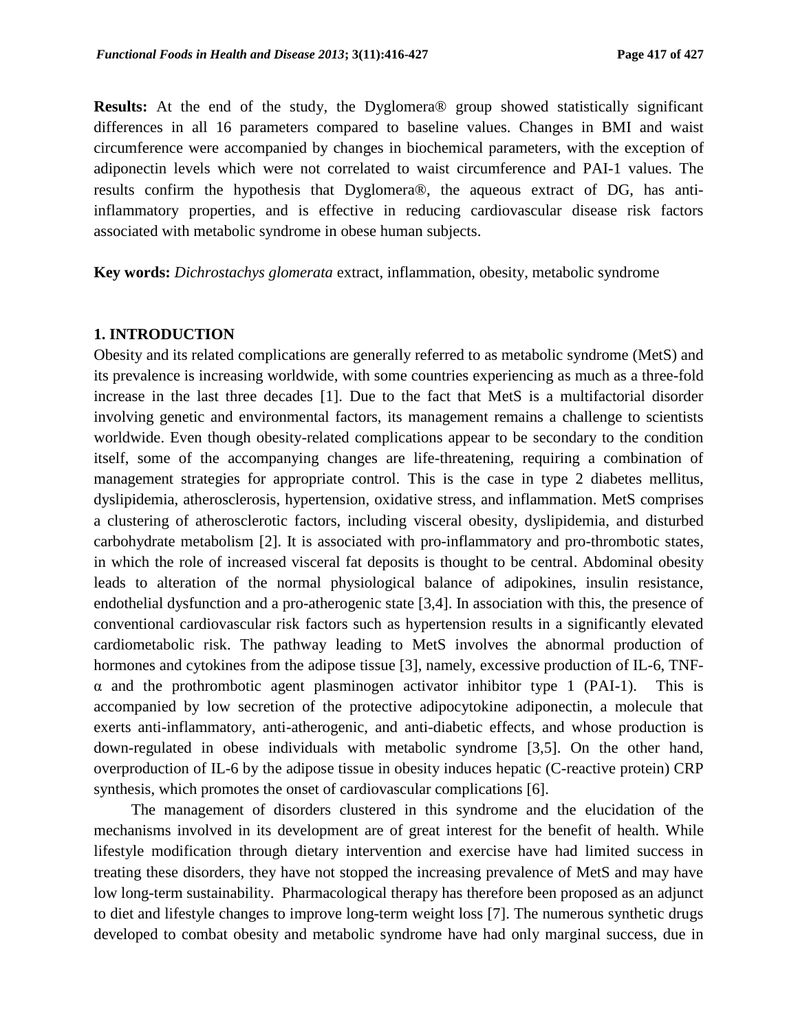**Results:** At the end of the study, the Dyglomera® group showed statistically significant differences in all 16 parameters compared to baseline values. Changes in BMI and waist circumference were accompanied by changes in biochemical parameters, with the exception of adiponectin levels which were not correlated to waist circumference and PAI-1 values. The results confirm the hypothesis that Dyglomera®, the aqueous extract of DG, has anti-inflammatory properties, and is effective in reducing cardiovascular disease risk factors associated with metabolic syndrome in obese human subjects.

**Key words:** *Dichrostachys glomerata* extract, inflammation, obesity, metabolic syndrome

## 1. INTRODUCTION

Obesity and its related complications are generally referred to as metabolic syndrome (MetS) and its prevalence is increasing worldwide, with some countries experiencing as much as a three-fold increase in the last three decades [1]. Due to the fact that MetS is a multifactorial disorder involving genetic and environmental factors, its management remains a challenge to scientists worldwide. Even though obesity-related complications appear to be secondary to the condition itself, some of the accompanying changes are life-threatening, requiring a combination of management strategies for appropriate control. This is the case in type 2 diabetes mellitus, dyslipidemia, atherosclerosis, hypertension, oxidative stress, and inflammation. MetS comprises a clustering of atherosclerotic factors, including visceral obesity, dyslipidemia, and disturbed carbohydrate metabolism [2]. It is associated with pro-inflammatory and pro-thrombotic states, in which the role of increased visceral fat deposits is thought to be central. Abdominal obesity leads to alteration of the normal physiological balance of adipokines, insulin resistance, endothelial dysfunction and a pro-atherogenic state [3,4]. In association with this, the presence of conventional cardiovascular risk factors such as hypertension results in a significantly elevated cardiometabolic risk. The pathway leading to MetS involves the abnormal production of hormones and cytokines from the adipose tissue [3], namely, excessive production of IL-6, TNF-α and the prothrombotic agent plasminogen activator inhibitor type 1 (PAI-1). This is accompanied by low secretion of the protective adipocytokine adiponectin, a molecule that exerts anti-inflammatory, anti-atherogenic, and anti-diabetic effects, and whose production is down-regulated in obese individuals with metabolic syndrome [3,5]. On the other hand, overproduction of IL-6 by the adipose tissue in obesity induces hepatic (C-reactive protein) CRP synthesis, which promotes the onset of cardiovascular complications [6].

The management of disorders clustered in this syndrome and the elucidation of the mechanisms involved in its development are of great interest for the benefit of health. While lifestyle modification through dietary intervention and exercise have had limited success in treating these disorders, they have not stopped the increasing prevalence of MetS and may have low long-term sustainability. Pharmacological therapy has therefore been proposed as an adjunct to diet and lifestyle changes to improve long-term weight loss [7]. The numerous synthetic drugs developed to combat obesity and metabolic syndrome have had only marginal success, due in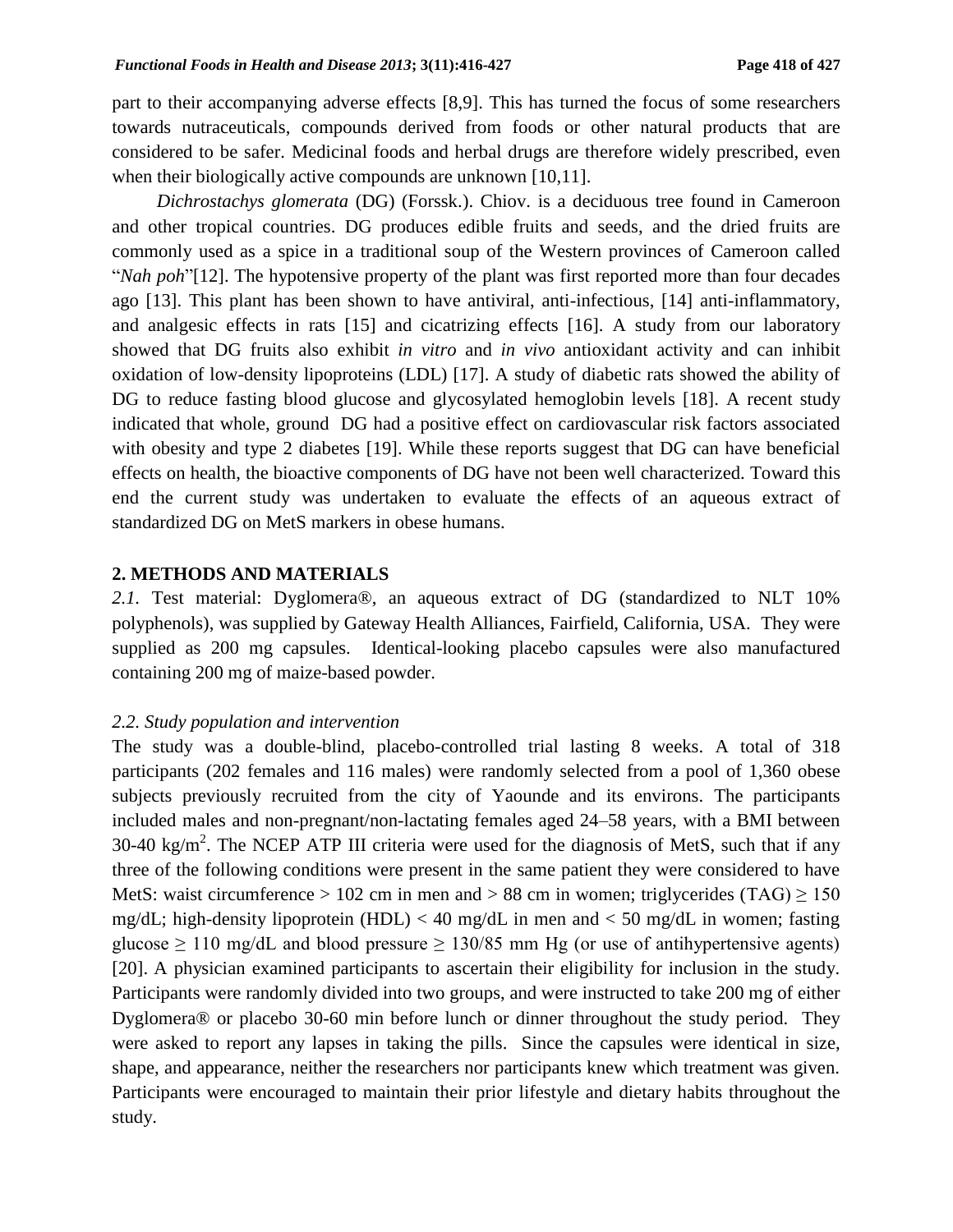part to their accompanying adverse effects [8,9]. This has turned the focus of some researchers towards nutraceuticals, compounds derived from foods or other natural products that are considered to be safer. Medicinal foods and herbal drugs are therefore widely prescribed, even when their biologically active compounds are unknown [10,11].

*Dichrostachys glomerata* (DG) (Forssk.). Chiov. is a deciduous tree found in Cameroon and other tropical countries. DG produces edible fruits and seeds, and the dried fruits are commonly used as a spice in a traditional soup of the Western provinces of Cameroon called "*Nah poh*"[12]. The hypotensive property of the plant was first reported more than four decades ago [13]. This plant has been shown to have antiviral, anti-infectious, [14] anti-inflammatory, and analgesic effects in rats [15] and cicatrizing effects [16]. A study from our laboratory showed that DG fruits also exhibit *in vitro* and *in vivo* antioxidant activity and can inhibit oxidation of low-density lipoproteins (LDL) [17]. A study of diabetic rats showed the ability of DG to reduce fasting blood glucose and glycosylated hemoglobin levels [18]. A recent study indicated that whole, ground DG had a positive effect on cardiovascular risk factors associated with obesity and type 2 diabetes [19]. While these reports suggest that DG can have beneficial effects on health, the bioactive components of DG have not been well characterized. Toward this end the current study was undertaken to evaluate the effects of an aqueous extract of standardized DG on MetS markers in obese humans.

## 2. METHODS AND MATERIALS

*2.1.* Test material: Dyglomera®, an aqueous extract of DG (standardized to NLT 10% polyphenols), was supplied by Gateway Health Alliances, Fairfield, California, USA. They were supplied as 200 mg capsules. Identical-looking placebo capsules were also manufactured containing 200 mg of maize-based powder.

### *2.2. Study population and intervention*

The study was a double-blind, placebo-controlled trial lasting 8 weeks. A total of 318 participants (202 females and 116 males) were randomly selected from a pool of 1,360 obese subjects previously recruited from the city of Yaounde and its environs. The participants included males and non-pregnant/non-lactating females aged 24–58 years, with a BMI between 30-40 kg/m$^2$. The NCEP ATP III criteria were used for the diagnosis of MetS, such that if any three of the following conditions were present in the same patient they were considered to have MetS: waist circumference > 102 cm in men and > 88 cm in women; triglycerides (TAG) $\geq$ 150 mg/dL; high-density lipoprotein (HDL) < 40 mg/dL in men and < 50 mg/dL in women; fasting glucose $\geq$ 110 mg/dL and blood pressure $\geq$ 130/85 mm Hg (or use of antihypertensive agents) [20]. A physician examined participants to ascertain their eligibility for inclusion in the study. Participants were randomly divided into two groups, and were instructed to take 200 mg of either Dyglomera® or placebo 30-60 min before lunch or dinner throughout the study period. They were asked to report any lapses in taking the pills. Since the capsules were identical in size, shape, and appearance, neither the researchers nor participants knew which treatment was given. Participants were encouraged to maintain their prior lifestyle and dietary habits throughout the study.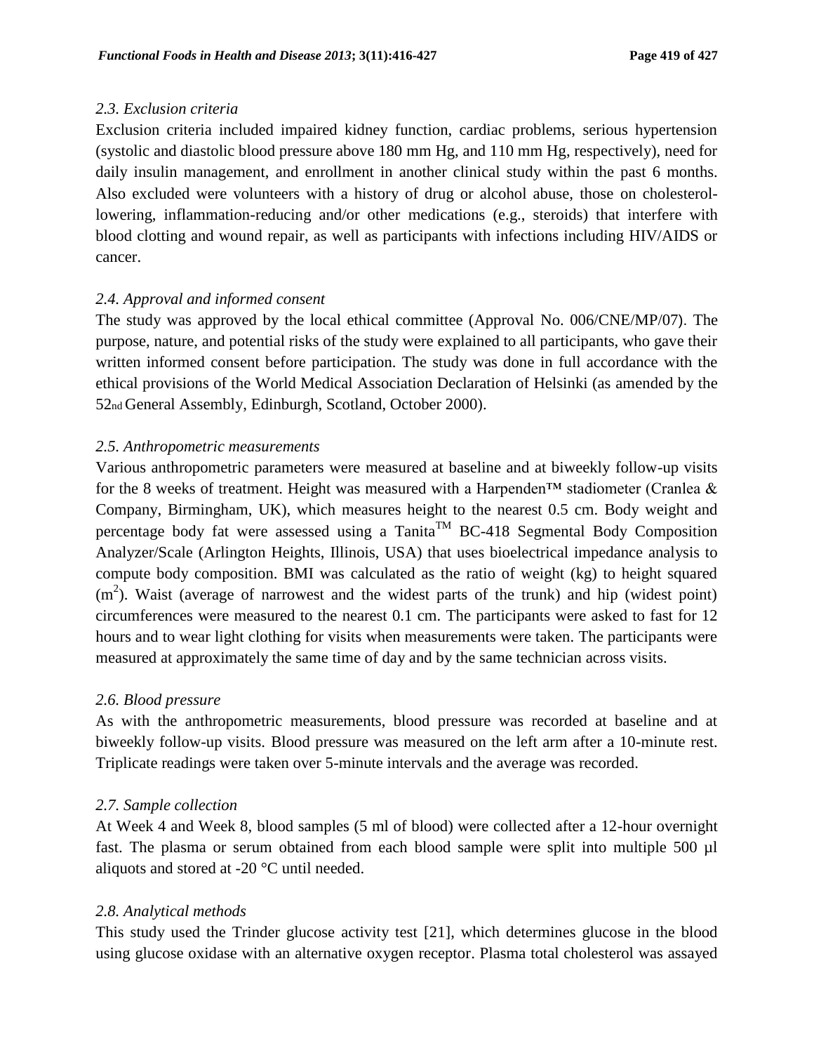### *2.3. Exclusion criteria*

Exclusion criteria included impaired kidney function, cardiac problems, serious hypertension (systolic and diastolic blood pressure above 180 mm Hg, and 110 mm Hg, respectively), need for daily insulin management, and enrollment in another clinical study within the past 6 months. Also excluded were volunteers with a history of drug or alcohol abuse, those on cholesterol-lowering, inflammation-reducing and/or other medications (e.g., steroids) that interfere with blood clotting and wound repair, as well as participants with infections including HIV/AIDS or cancer.

### *2.4. Approval and informed consent*

The study was approved by the local ethical committee (Approval No. 006/CNE/MP/07). The purpose, nature, and potential risks of the study were explained to all participants, who gave their written informed consent before participation. The study was done in full accordance with the ethical provisions of the World Medical Association Declaration of Helsinki (as amended by the 52nd General Assembly, Edinburgh, Scotland, October 2000).

### *2.5. Anthropometric measurements*

Various anthropometric parameters were measured at baseline and at biweekly follow-up visits for the 8 weeks of treatment. Height was measured with a Harpenden™ stadiometer (Cranlea & Company, Birmingham, UK), which measures height to the nearest 0.5 cm. Body weight and percentage body fat were assessed using a Tanita™ BC-418 Segmental Body Composition Analyzer/Scale (Arlington Heights, Illinois, USA) that uses bioelectrical impedance analysis to compute body composition. BMI was calculated as the ratio of weight (kg) to height squared ($m^2$). Waist (average of narrowest and the widest parts of the trunk) and hip (widest point) circumferences were measured to the nearest 0.1 cm. The participants were asked to fast for 12 hours and to wear light clothing for visits when measurements were taken. The participants were measured at approximately the same time of day and by the same technician across visits.

### *2.6. Blood pressure*

As with the anthropometric measurements, blood pressure was recorded at baseline and at biweekly follow-up visits. Blood pressure was measured on the left arm after a 10-minute rest. Triplicate readings were taken over 5-minute intervals and the average was recorded.

### *2.7. Sample collection*

At Week 4 and Week 8, blood samples (5 ml of blood) were collected after a 12-hour overnight fast. The plasma or serum obtained from each blood sample were split into multiple 500 µl aliquots and stored at -20 °C until needed.

### *2.8. Analytical methods*

This study used the Trinder glucose activity test [21], which determines glucose in the blood using glucose oxidase with an alternative oxygen receptor. Plasma total cholesterol was assayed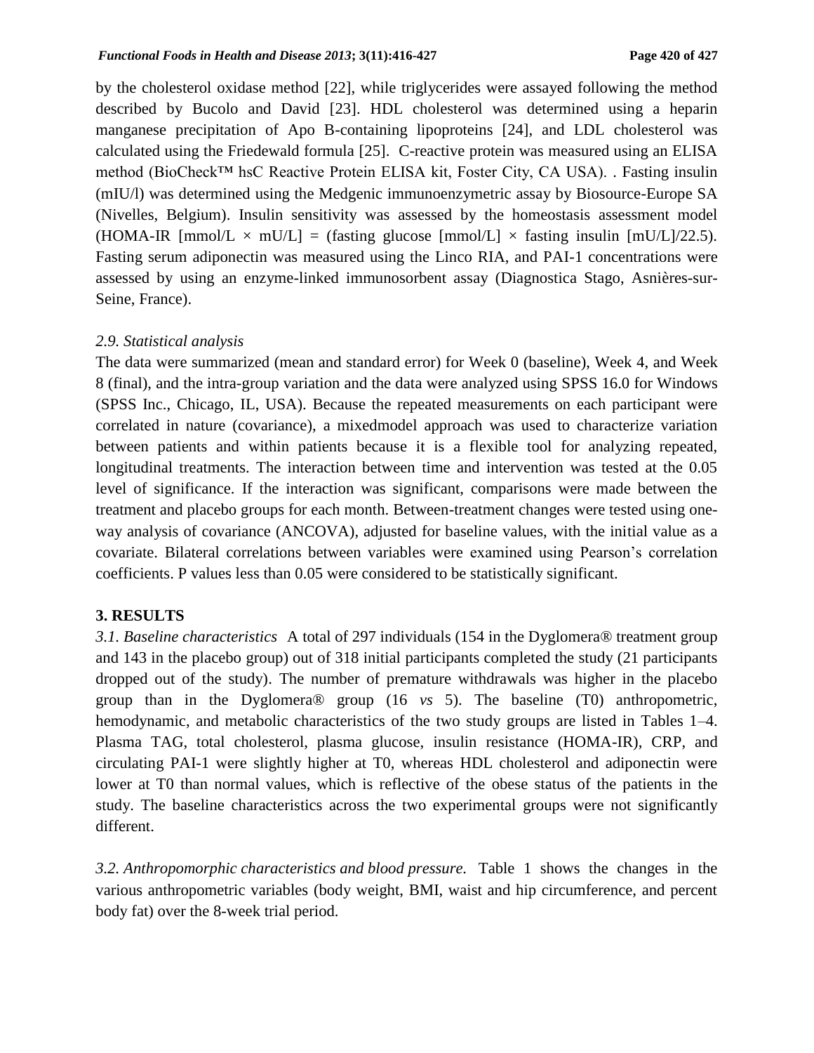by the cholesterol oxidase method [22], while triglycerides were assayed following the method described by Bucolo and David [23]. HDL cholesterol was determined using a heparin manganese precipitation of Apo B-containing lipoproteins [24], and LDL cholesterol was calculated using the Friedewald formula [25]. C-reactive protein was measured using an ELISA method (BioCheck™ hsC Reactive Protein ELISA kit, Foster City, CA USA). . Fasting insulin (mIU/l) was determined using the Medgenic immunoenzymetric assay by Biosource-Europe SA (Nivelles, Belgium). Insulin sensitivity was assessed by the homeostasis assessment model (HOMA-IR [mmol/L × mU/L] = (fasting glucose [mmol/L] × fasting insulin [mU/L]/22.5). Fasting serum adiponectin was measured using the Linco RIA, and PAI-1 concentrations were assessed by using an enzyme-linked immunosorbent assay (Diagnostica Stago, Asnières-sur-Seine, France).

### *2.9. Statistical analysis*

The data were summarized (mean and standard error) for Week 0 (baseline), Week 4, and Week 8 (final), and the intra-group variation and the data were analyzed using SPSS 16.0 for Windows (SPSS Inc., Chicago, IL, USA). Because the repeated measurements on each participant were correlated in nature (covariance), a mixedmodel approach was used to characterize variation between patients and within patients because it is a flexible tool for analyzing repeated, longitudinal treatments. The interaction between time and intervention was tested at the 0.05 level of significance. If the interaction was significant, comparisons were made between the treatment and placebo groups for each month. Between-treatment changes were tested using one-way analysis of covariance (ANCOVA), adjusted for baseline values, with the initial value as a covariate. Bilateral correlations between variables were examined using Pearson's correlation coefficients. P values less than 0.05 were considered to be statistically significant.

## 3. RESULTS

*3.1. Baseline characteristics* A total of 297 individuals (154 in the Dyglomera® treatment group and 143 in the placebo group) out of 318 initial participants completed the study (21 participants dropped out of the study). The number of premature withdrawals was higher in the placebo group than in the Dyglomera® group (16 *vs* 5). The baseline (T0) anthropometric, hemodynamic, and metabolic characteristics of the two study groups are listed in Tables 1–4. Plasma TAG, total cholesterol, plasma glucose, insulin resistance (HOMA-IR), CRP, and circulating PAI-1 were slightly higher at T0, whereas HDL cholesterol and adiponectin were lower at T0 than normal values, which is reflective of the obese status of the patients in the study. The baseline characteristics across the two experimental groups were not significantly different.

*3.2. Anthropomorphic characteristics and blood pressure.* Table 1 shows the changes in the various anthropometric variables (body weight, BMI, waist and hip circumference, and percent body fat) over the 8-week trial period.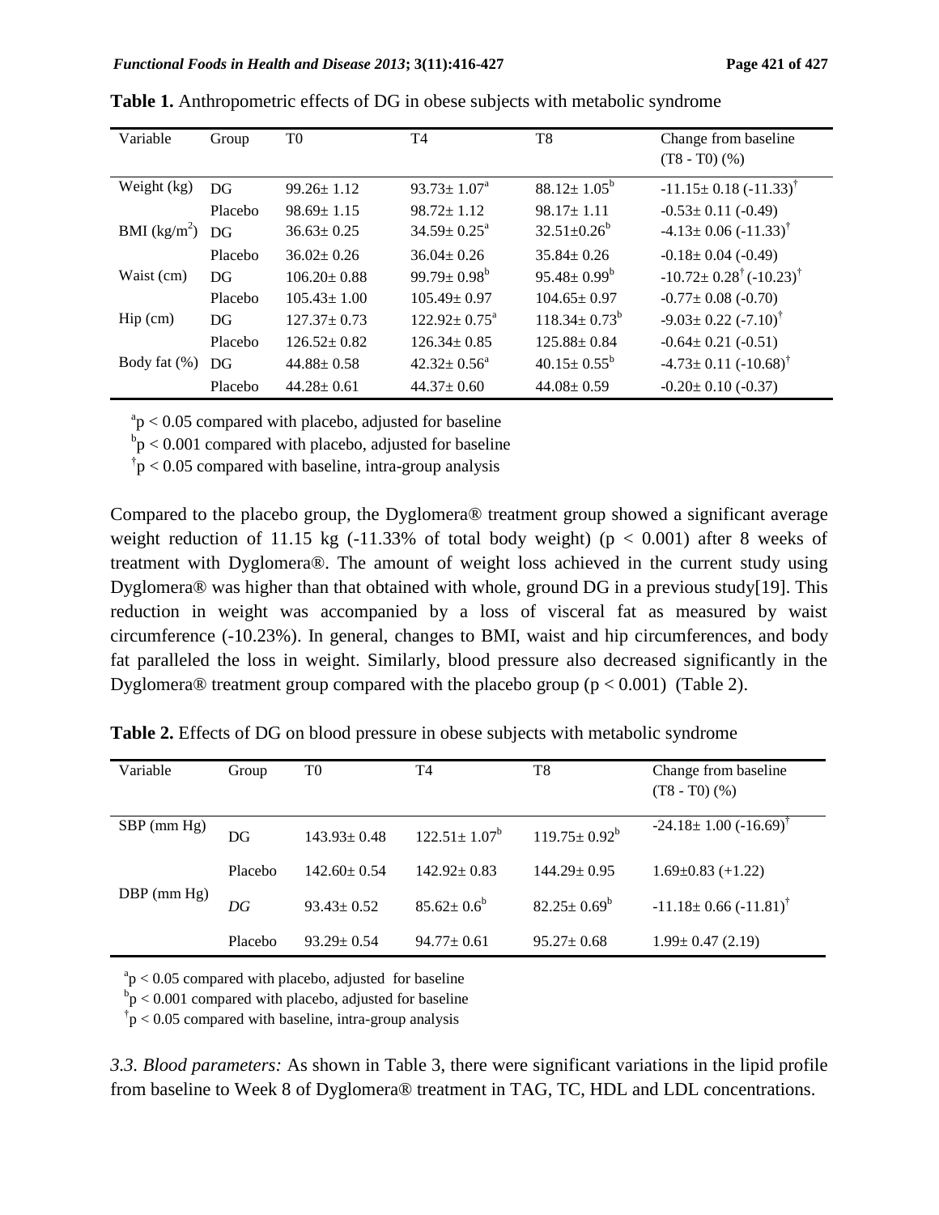**Table 1.** Anthropometric effects of DG in obese subjects with metabolic syndrome

| Variable | Group | T0 | T4 | T8 | Change from baseline (T8 - T0) (%) |
|---|---|---|---|---|---|
| Weight (kg) | DG | 99.26± 1.12 | 93.73± 1.07[a] | 88.12± 1.05[b] | -11.15± 0.18 (-11.33)[†] |
| | Placebo | 98.69± 1.15 | 98.72± 1.12 | 98.17± 1.11 | -0.53± 0.11 (-0.49) |
| BMI ($kg/m^2$) | DG | 36.63± 0.25 | 34.59± 0.25[a] | 32.51±0.26[b] | -4.13± 0.06 (-11.33)[†] |
| | Placebo | 36.02± 0.26 | 36.04± 0.26 | 35.84± 0.26 | -0.18± 0.04 (-0.49) |
| Waist (cm) | DG | 106.20± 0.88 | 99.79± 0.98[b] | 95.48± 0.99[b] | -10.72± 0.28[†] (-10.23)[†] |
| | Placebo | 105.43± 1.00 | 105.49± 0.97 | 104.65± 0.97 | -0.77± 0.08 (-0.70) |
| Hip (cm) | DG | 127.37± 0.73 | 122.92± 0.75[a] | 118.34± 0.73[b] | -9.03± 0.22 (-7.10)[†] |
| | Placebo | 126.52± 0.82 | 126.34± 0.85 | 125.88± 0.84 | -0.64± 0.21 (-0.51) |
| Body fat (%) | DG | 44.88± 0.58 | 42.32± 0.56[a] | 40.15± 0.55[b] | -4.73± 0.11 (-10.68)[†] |
| | Placebo | 44.28± 0.61 | 44.37± 0.60 | 44.08± 0.59 | -0.20± 0.10 (-0.37) |

[a] $p < 0.05$ compared with placebo, adjusted for baseline
[b] $p < 0.001$ compared with placebo, adjusted for baseline
[†] $p < 0.05$ compared with baseline, intra-group analysis

Compared to the placebo group, the Dyglomera® treatment group showed a significant average weight reduction of 11.15 kg (-11.33% of total body weight) ($p < 0.001$) after 8 weeks of treatment with Dyglomera®. The amount of weight loss achieved in the current study using Dyglomera® was higher than that obtained with whole, ground DG in a previous study[19]. This reduction in weight was accompanied by a loss of visceral fat as measured by waist circumference (-10.23%). In general, changes to BMI, waist and hip circumferences, and body fat paralleled the loss in weight. Similarly, blood pressure also decreased significantly in the Dyglomera® treatment group compared with the placebo group ($p < 0.001$) (Table 2).

**Table 2.** Effects of DG on blood pressure in obese subjects with metabolic syndrome

| Variable | Group | T0 | T4 | T8 | Change from baseline (T8 - T0) (%) |
|---|---|---|---|---|---|
| SBP (mm Hg) | DG | 143.93± 0.48 | 122.51± 1.07[b] | 119.75± 0.92[b] | -24.18± 1.00 (-16.69)[†] |
| | Placebo | 142.60± 0.54 | 142.92± 0.83 | 144.29± 0.95 | 1.69±0.83 (+1.22) |
| DBP (mm Hg) | *DG* | 93.43± 0.52 | 85.62± 0.6[b] | 82.25± 0.69[b] | -11.18± 0.66 (-11.81)[†] |
| | Placebo | 93.29± 0.54 | 94.77± 0.61 | 95.27± 0.68 | 1.99± 0.47 (2.19) |

[a] $p < 0.05$ compared with placebo, adjusted for baseline
[b] $p < 0.001$ compared with placebo, adjusted for baseline
[†] $p < 0.05$ compared with baseline, intra-group analysis

*3.3. Blood parameters:* As shown in Table 3, there were significant variations in the lipid profile from baseline to Week 8 of Dyglomera® treatment in TAG, TC, HDL and LDL concentrations.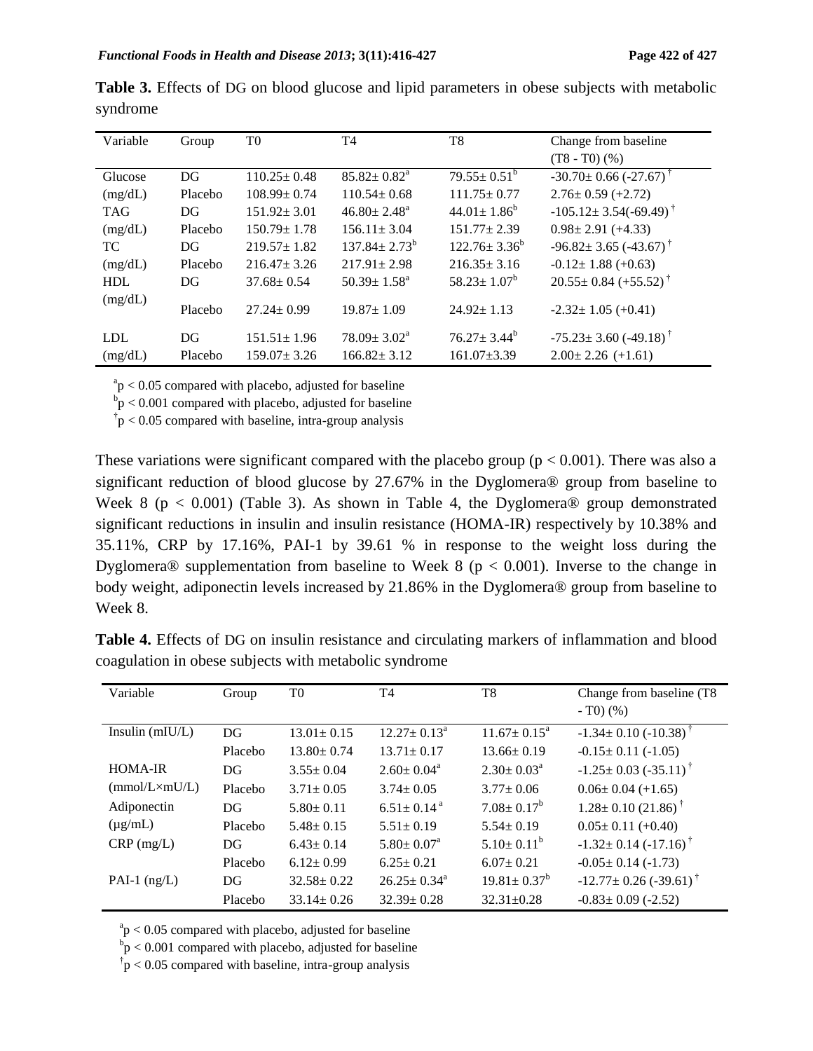**Table 3.** Effects of DG on blood glucose and lipid parameters in obese subjects with metabolic syndrome

| Variable | Group | T0 | T4 | T8 | Change from baseline (T8 - T0) (%) |
|---|---|---|---|---|---|
| Glucose (mg/dL) | DG | 110.25± 0.48 | 85.82± 0.82[a] | 79.55± 0.51[b] | -30.70± 0.66 (-27.67)[†] |
| | Placebo | 108.99± 0.74 | 110.54± 0.68 | 111.75± 0.77 | 2.76± 0.59 (+2.72) |
| TAG (mg/dL) | DG | 151.92± 3.01 | 46.80± 2.48[a] | 44.01± 1.86[b] | -105.12± 3.54(-69.49)[†] |
| | Placebo | 150.79± 1.78 | 156.11± 3.04 | 151.77± 2.39 | 0.98± 2.91 (+4.33) |
| TC (mg/dL) | DG | 219.57± 1.82 | 137.84± 2.73[b] | 122.76± 3.36[b] | -96.82± 3.65 (-43.67)[†] |
| | Placebo | 216.47± 3.26 | 217.91± 2.98 | 216.35± 3.16 | -0.12± 1.88 (+0.63) |
| HDL (mg/dL) | DG | 37.68± 0.54 | 50.39± 1.58[a] | 58.23± 1.07[b] | 20.55± 0.84 (+55.52)[†] |
| | Placebo | 27.24± 0.99 | 19.87± 1.09 | 24.92± 1.13 | -2.32± 1.05 (+0.41) |
| LDL (mg/dL) | DG | 151.51± 1.96 | 78.09± 3.02[a] | 76.27± 3.44[b] | -75.23± 3.60 (-49.18)[†] |
| | Placebo | 159.07± 3.26 | 166.82± 3.12 | 161.07±3.39 | 2.00± 2.26 (+1.61) |

[a] $p < 0.05$ compared with placebo, adjusted for baseline
[b] $p < 0.001$ compared with placebo, adjusted for baseline
[†] $p < 0.05$ compared with baseline, intra-group analysis

These variations were significant compared with the placebo group ($p < 0.001$). There was also a significant reduction of blood glucose by 27.67% in the Dyglomera® group from baseline to Week 8 ($p < 0.001$) (Table 3). As shown in Table 4, the Dyglomera® group demonstrated significant reductions in insulin and insulin resistance (HOMA-IR) respectively by 10.38% and 35.11%, CRP by 17.16%, PAI-1 by 39.61 % in response to the weight loss during the Dyglomera® supplementation from baseline to Week 8 ($p < 0.001$). Inverse to the change in body weight, adiponectin levels increased by 21.86% in the Dyglomera® group from baseline to Week 8.

**Table 4.** Effects of DG on insulin resistance and circulating markers of inflammation and blood coagulation in obese subjects with metabolic syndrome

| Variable | Group | T0 | T4 | T8 | Change from baseline (T8 - T0) (%) |
|---|---|---|---|---|---|
| Insulin (mIU/L) | DG | 13.01± 0.15 | 12.27± 0.13[a] | 11.67± 0.15[a] | -1.34± 0.10 (-10.38)[†] |
| | Placebo | 13.80± 0.74 | 13.71± 0.17 | 13.66± 0.19 | -0.15± 0.11 (-1.05) |
| HOMA-IR (mmol/L×mU/L) | DG | 3.55± 0.04 | 2.60± 0.04[a] | 2.30± 0.03[a] | -1.25± 0.03 (-35.11)[†] |
| | Placebo | 3.71± 0.05 | 3.74± 0.05 | 3.77± 0.06 | 0.06± 0.04 (+1.65) |
| Adiponectin (µg/mL) | DG | 5.80± 0.11 | 6.51± 0.14[a] | 7.08± 0.17[b] | 1.28± 0.10 (21.86)[†] |
| | Placebo | 5.48± 0.15 | 5.51± 0.19 | 5.54± 0.19 | 0.05± 0.11 (+0.40) |
| CRP (mg/L) | DG | 6.43± 0.14 | 5.80± 0.07[a] | 5.10± 0.11[b] | -1.32± 0.14 (-17.16)[†] |
| | Placebo | 6.12± 0.99 | 6.25± 0.21 | 6.07± 0.21 | -0.05± 0.14 (-1.73) |
| PAI-1 (ng/L) | DG | 32.58± 0.22 | 26.25± 0.34[a] | 19.81± 0.37[b] | -12.77± 0.26 (-39.61)[†] |
| | Placebo | 33.14± 0.26 | 32.39± 0.28 | 32.31±0.28 | -0.83± 0.09 (-2.52) |

[a] $p < 0.05$ compared with placebo, adjusted for baseline
[b] $p < 0.001$ compared with placebo, adjusted for baseline
[†] $p < 0.05$ compared with baseline, intra-group analysis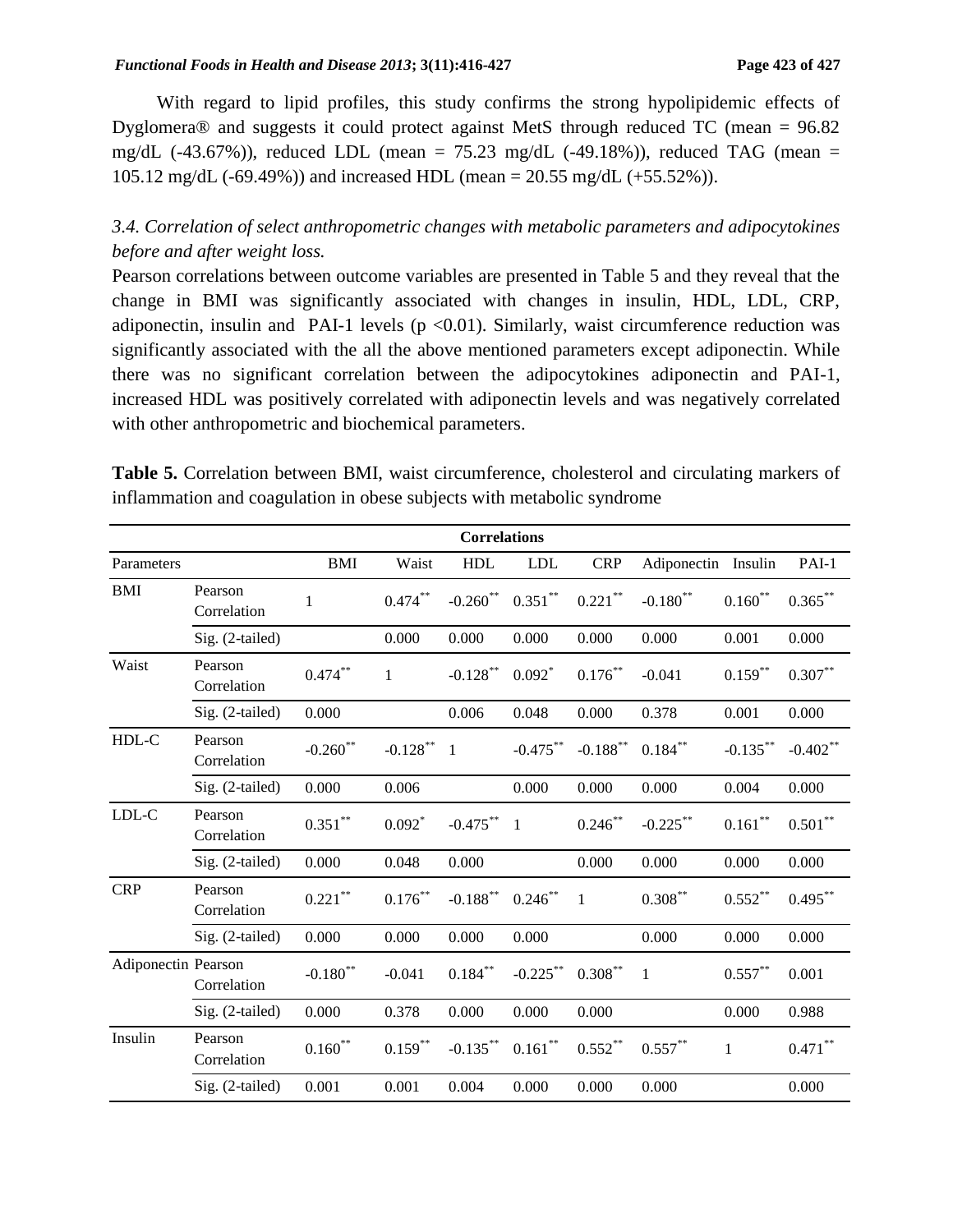With regard to lipid profiles, this study confirms the strong hypolipidemic effects of Dyglomera® and suggests it could protect against MetS through reduced TC (mean = 96.82 mg/dL (-43.67%)), reduced LDL (mean = 75.23 mg/dL (-49.18%)), reduced TAG (mean = 105.12 mg/dL (-69.49%)) and increased HDL (mean = 20.55 mg/dL (+55.52%)).

*3.4. Correlation of select anthropometric changes with metabolic parameters and adipocytokines before and after weight loss.*

Pearson correlations between outcome variables are presented in Table 5 and they reveal that the change in BMI was significantly associated with changes in insulin, HDL, LDL, CRP, adiponectin, insulin and PAI-1 levels ($p < 0.01$). Similarly, waist circumference reduction was significantly associated with the all the above mentioned parameters except adiponectin. While there was no significant correlation between the adipocytokines adiponectin and PAI-1, increased HDL was positively correlated with adiponectin levels and was negatively correlated with other anthropometric and biochemical parameters.

**Table 5.** Correlation between BMI, waist circumference, cholesterol and circulating markers of inflammation and coagulation in obese subjects with metabolic syndrome

| Correlations | | | | | | | | | |
|---|---|---|---|---|---|---|---|---|---|
| Parameters | | BMI | Waist | HDL | LDL | CRP | Adiponectin | Insulin | PAI-1 |
| BMI | Pearson Correlation | 1 | 0.474** | -0.260** | 0.351** | 0.221** | -0.180** | 0.160** | 0.365** |
| | Sig. (2-tailed) | | 0.000 | 0.000 | 0.000 | 0.000 | 0.000 | 0.001 | 0.000 |
| Waist | Pearson Correlation | 0.474** | 1 | -0.128** | 0.092* | 0.176** | -0.041 | 0.159** | 0.307** |
| | Sig. (2-tailed) | 0.000 | | 0.006 | 0.048 | 0.000 | 0.378 | 0.001 | 0.000 |
| HDL-C | Pearson Correlation | -0.260** | -0.128** | 1 | -0.475** | -0.188** | 0.184** | -0.135** | -0.402** |
| | Sig. (2-tailed) | 0.000 | 0.006 | | 0.000 | 0.000 | 0.000 | 0.004 | 0.000 |
| LDL-C | Pearson Correlation | 0.351** | 0.092* | -0.475** | 1 | 0.246** | -0.225** | 0.161** | 0.501** |
| | Sig. (2-tailed) | 0.000 | 0.048 | 0.000 | | 0.000 | 0.000 | 0.000 | 0.000 |
| CRP | Pearson Correlation | 0.221** | 0.176** | -0.188** | 0.246** | 1 | 0.308** | 0.552** | 0.495** |
| | Sig. (2-tailed) | 0.000 | 0.000 | 0.000 | 0.000 | | 0.000 | 0.000 | 0.000 |
| Adiponectin | Pearson Correlation | -0.180** | -0.041 | 0.184** | -0.225** | 0.308** | 1 | 0.557** | 0.001 |
| | Sig. (2-tailed) | 0.000 | 0.378 | 0.000 | 0.000 | 0.000 | | 0.000 | 0.988 |
| Insulin | Pearson Correlation | 0.160** | 0.159** | -0.135** | 0.161** | 0.552** | 0.557** | 1 | 0.471** |
| | Sig. (2-tailed) | 0.001 | 0.001 | 0.004 | 0.000 | 0.000 | 0.000 | | 0.000 |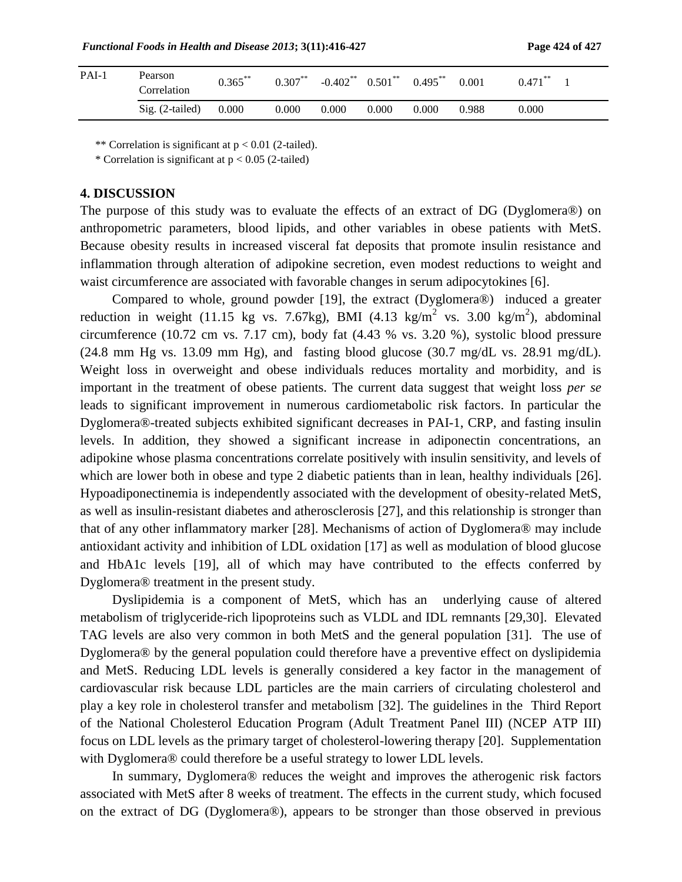| | | | | | | | | | |
|---|---|---|---|---|---|---|---|---|---|
| PAI-1 | Pearson Correlation | 0.365** | 0.307** | -0.402** | 0.501** | 0.495** | 0.001 | 0.471** | 1 |
| | Sig. (2-tailed) | 0.000 | 0.000 | 0.000 | 0.000 | 0.000 | 0.988 | 0.000 | |

** Correlation is significant at $p < 0.01$ (2-tailed).

* Correlation is significant at $p < 0.05$ (2-tailed)

## 4. DISCUSSION

The purpose of this study was to evaluate the effects of an extract of DG (Dyglomera®) on anthropometric parameters, blood lipids, and other variables in obese patients with MetS. Because obesity results in increased visceral fat deposits that promote insulin resistance and inflammation through alteration of adipokine secretion, even modest reductions to weight and waist circumference are associated with favorable changes in serum adipocytokines [6].

Compared to whole, ground powder [19], the extract (Dyglomera®) induced a greater reduction in weight (11.15 kg vs. 7.67kg), BMI (4.13 kg/m$^2$ vs. 3.00 kg/m$^2$), abdominal circumference (10.72 cm vs. 7.17 cm), body fat (4.43 % vs. 3.20 %), systolic blood pressure (24.8 mm Hg vs. 13.09 mm Hg), and fasting blood glucose (30.7 mg/dL vs. 28.91 mg/dL). Weight loss in overweight and obese individuals reduces mortality and morbidity, and is important in the treatment of obese patients. The current data suggest that weight loss *per se* leads to significant improvement in numerous cardiometabolic risk factors. In particular the Dyglomera®-treated subjects exhibited significant decreases in PAI-1, CRP, and fasting insulin levels. In addition, they showed a significant increase in adiponectin concentrations, an adipokine whose plasma concentrations correlate positively with insulin sensitivity, and levels of which are lower both in obese and type 2 diabetic patients than in lean, healthy individuals [26]. Hypoadiponectinemia is independently associated with the development of obesity-related MetS, as well as insulin-resistant diabetes and atherosclerosis [27], and this relationship is stronger than that of any other inflammatory marker [28]. Mechanisms of action of Dyglomera® may include antioxidant activity and inhibition of LDL oxidation [17] as well as modulation of blood glucose and HbA1c levels [19], all of which may have contributed to the effects conferred by Dyglomera® treatment in the present study.

Dyslipidemia is a component of MetS, which has an underlying cause of altered metabolism of triglyceride-rich lipoproteins such as VLDL and IDL remnants [29,30]. Elevated TAG levels are also very common in both MetS and the general population [31]. The use of Dyglomera® by the general population could therefore have a preventive effect on dyslipidemia and MetS. Reducing LDL levels is generally considered a key factor in the management of cardiovascular risk because LDL particles are the main carriers of circulating cholesterol and play a key role in cholesterol transfer and metabolism [32]. The guidelines in the Third Report of the National Cholesterol Education Program (Adult Treatment Panel III) (NCEP ATP III) focus on LDL levels as the primary target of cholesterol-lowering therapy [20]. Supplementation with Dyglomera® could therefore be a useful strategy to lower LDL levels.

In summary, Dyglomera® reduces the weight and improves the atherogenic risk factors associated with MetS after 8 weeks of treatment. The effects in the current study, which focused on the extract of DG (Dyglomera®), appears to be stronger than those observed in previous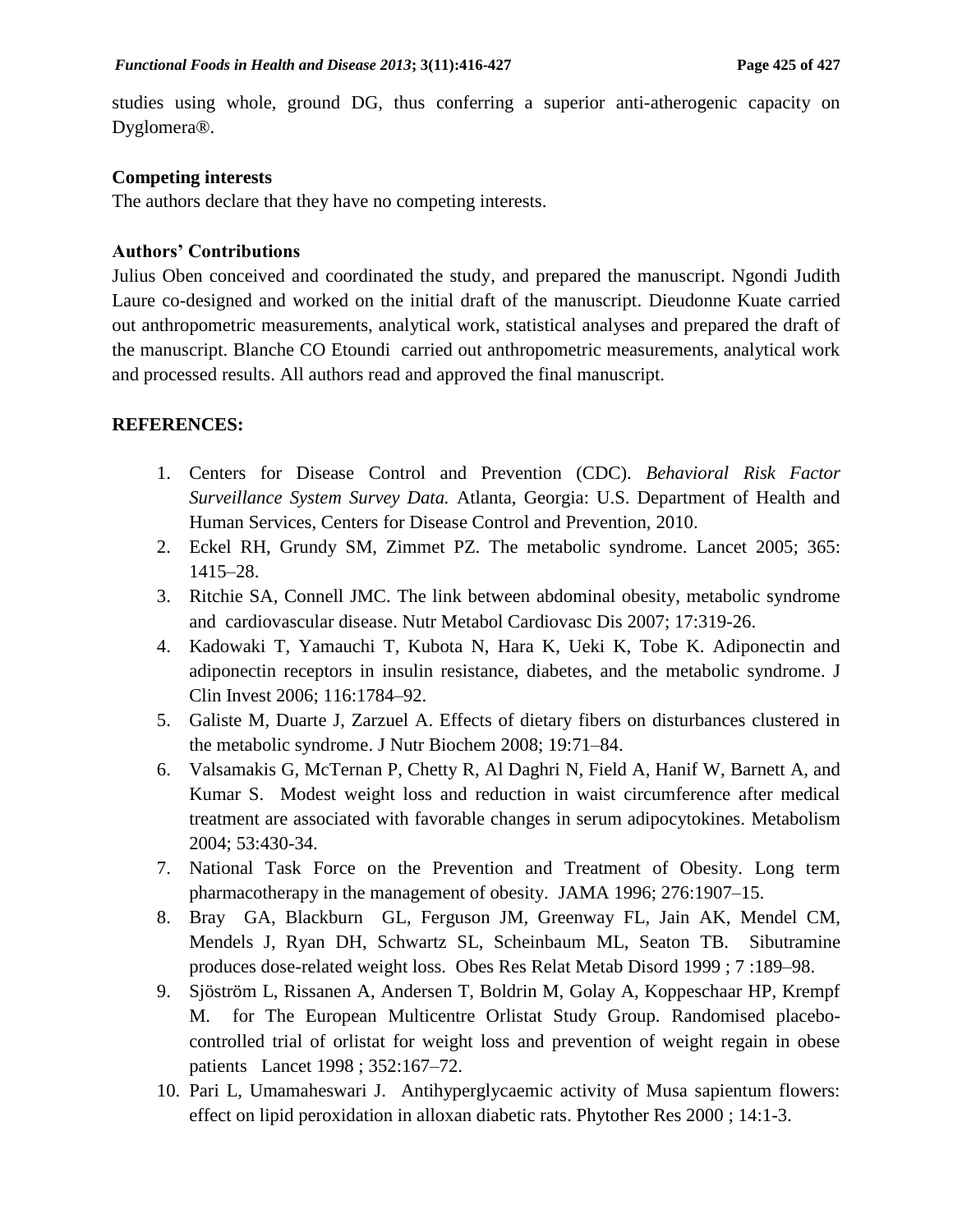studies using whole, ground DG, thus conferring a superior anti-atherogenic capacity on Dyglomera®.

### Competing interests

The authors declare that they have no competing interests.

### Authors' Contributions

Julius Oben conceived and coordinated the study, and prepared the manuscript. Ngondi Judith Laure co-designed and worked on the initial draft of the manuscript. Dieudonne Kuate carried out anthropometric measurements, analytical work, statistical analyses and prepared the draft of the manuscript. Blanche CO Etoundi carried out anthropometric measurements, analytical work and processed results. All authors read and approved the final manuscript.

### REFERENCES:

1. Centers for Disease Control and Prevention (CDC). *Behavioral Risk Factor Surveillance System Survey Data.* Atlanta, Georgia: U.S. Department of Health and Human Services, Centers for Disease Control and Prevention, 2010.
2. Eckel RH, Grundy SM, Zimmet PZ. The metabolic syndrome. Lancet 2005; 365: 1415–28.
3. Ritchie SA, Connell JMC. The link between abdominal obesity, metabolic syndrome and cardiovascular disease. Nutr Metabol Cardiovasc Dis 2007; 17:319-26.
4. Kadowaki T, Yamauchi T, Kubota N, Hara K, Ueki K, Tobe K. Adiponectin and adiponectin receptors in insulin resistance, diabetes, and the metabolic syndrome. J Clin Invest 2006; 116:1784–92.
5. Galiste M, Duarte J, Zarzuel A. Effects of dietary fibers on disturbances clustered in the metabolic syndrome. J Nutr Biochem 2008; 19:71–84.
6. Valsamakis G, McTernan P, Chetty R, Al Daghri N, Field A, Hanif W, Barnett A, and Kumar S. Modest weight loss and reduction in waist circumference after medical treatment are associated with favorable changes in serum adipocytokines. Metabolism 2004; 53:430-34.
7. National Task Force on the Prevention and Treatment of Obesity. Long term pharmacotherapy in the management of obesity. JAMA 1996; 276:1907–15.
8. Bray GA, Blackburn GL, Ferguson JM, Greenway FL, Jain AK, Mendel CM, Mendels J, Ryan DH, Schwartz SL, Scheinbaum ML, Seaton TB. Sibutramine produces dose-related weight loss. Obes Res Relat Metab Disord 1999 ; 7 :189–98.
9. Sjöström L, Rissanen A, Andersen T, Boldrin M, Golay A, Koppeschaar HP, Krempf M. for The European Multicentre Orlistat Study Group. Randomised placebo-controlled trial of orlistat for weight loss and prevention of weight regain in obese patients Lancet 1998 ; 352:167–72.
10. Pari L, Umamaheswari J. Antihyperglycaemic activity of Musa sapientum flowers: effect on lipid peroxidation in alloxan diabetic rats. Phytother Res 2000 ; 14:1-3.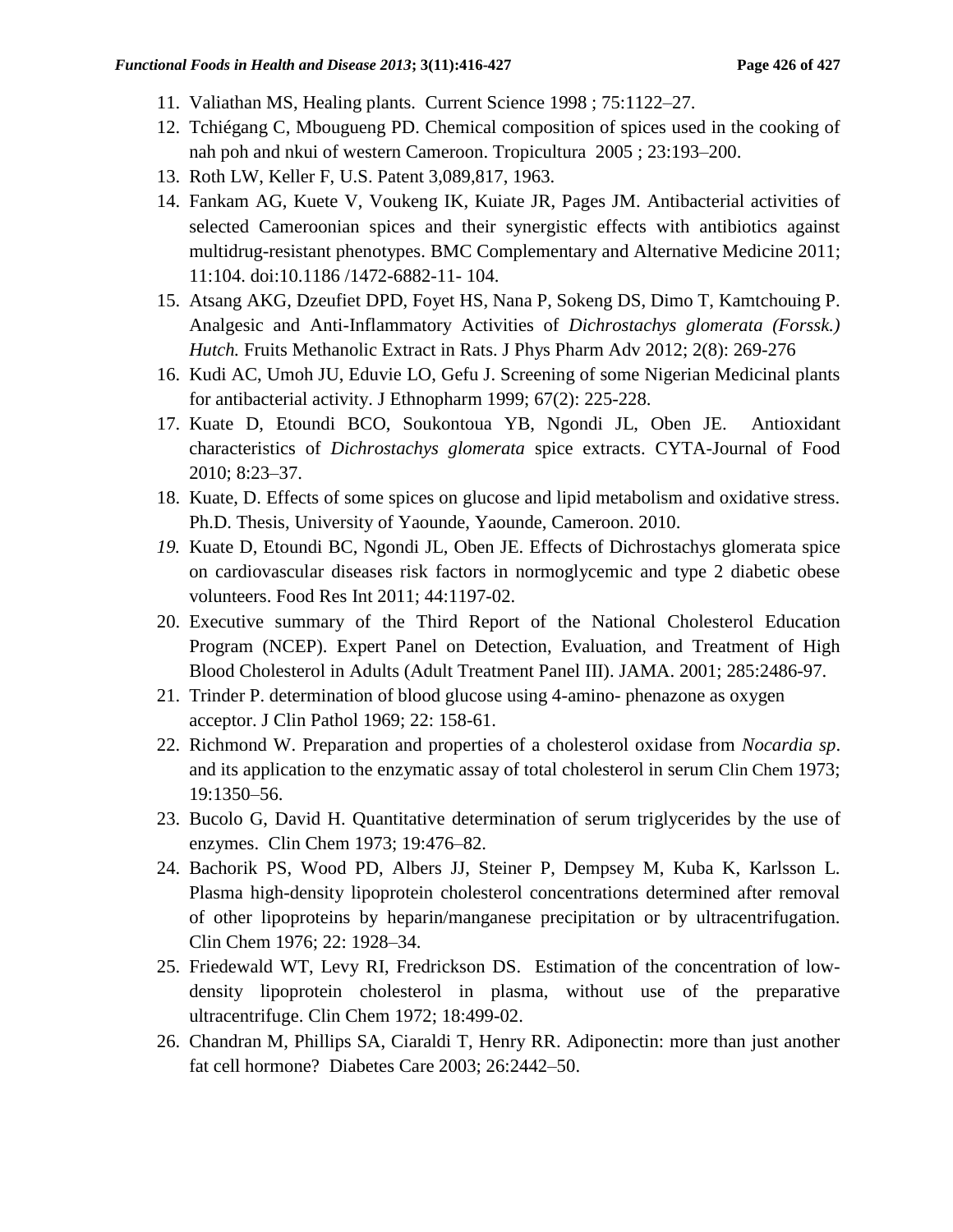11. Valiathan MS, Healing plants. Current Science 1998 ; 75:1122–27.
12. Tchiégang C, Mbougueng PD. Chemical composition of spices used in the cooking of nah poh and nkui of western Cameroon. Tropicultura 2005 ; 23:193–200.
13. Roth LW, Keller F, U.S. Patent 3,089,817, 1963.
14. Fankam AG, Kuete V, Voukeng IK, Kuiate JR, Pages JM. Antibacterial activities of selected Cameroonian spices and their synergistic effects with antibiotics against multidrug-resistant phenotypes. BMC Complementary and Alternative Medicine 2011; 11:104. doi:10.1186 /1472-6882-11- 104.
15. Atsang AKG, Dzeufiet DPD, Foyet HS, Nana P, Sokeng DS, Dimo T, Kamtchouing P. Analgesic and Anti-Inflammatory Activities of *Dichrostachys glomerata (Forssk.) Hutch.* Fruits Methanolic Extract in Rats. J Phys Pharm Adv 2012; 2(8): 269-276
16. Kudi AC, Umoh JU, Eduvie LO, Gefu J. Screening of some Nigerian Medicinal plants for antibacterial activity. J Ethnopharm 1999; 67(2): 225-228.
17. Kuate D, Etoundi BCO, Soukontoua YB, Ngondi JL, Oben JE. Antioxidant characteristics of *Dichrostachys glomerata* spice extracts. CYTA-Journal of Food 2010; 8:23–37.
18. Kuate, D. Effects of some spices on glucose and lipid metabolism and oxidative stress. Ph.D. Thesis, University of Yaounde, Yaounde, Cameroon. 2010.
19. Kuate D, Etoundi BC, Ngondi JL, Oben JE. Effects of Dichrostachys glomerata spice on cardiovascular diseases risk factors in normoglycemic and type 2 diabetic obese volunteers. Food Res Int 2011; 44:1197-02.
20. Executive summary of the Third Report of the National Cholesterol Education Program (NCEP). Expert Panel on Detection, Evaluation, and Treatment of High Blood Cholesterol in Adults (Adult Treatment Panel III). JAMA. 2001; 285:2486-97.
21. Trinder P. determination of blood glucose using 4-amino- phenazone as oxygen acceptor. J Clin Pathol 1969; 22: 158-61.
22. Richmond W. Preparation and properties of a cholesterol oxidase from *Nocardia sp*. and its application to the enzymatic assay of total cholesterol in serum Clin Chem 1973; 19:1350–56.
23. Bucolo G, David H. Quantitative determination of serum triglycerides by the use of enzymes. Clin Chem 1973; 19:476–82.
24. Bachorik PS, Wood PD, Albers JJ, Steiner P, Dempsey M, Kuba K, Karlsson L. Plasma high-density lipoprotein cholesterol concentrations determined after removal of other lipoproteins by heparin/manganese precipitation or by ultracentrifugation. Clin Chem 1976; 22: 1928–34.
25. Friedewald WT, Levy RI, Fredrickson DS. Estimation of the concentration of low-density lipoprotein cholesterol in plasma, without use of the preparative ultracentrifuge. Clin Chem 1972; 18:499-02.
26. Chandran M, Phillips SA, Ciaraldi T, Henry RR. Adiponectin: more than just another fat cell hormone? Diabetes Care 2003; 26:2442–50.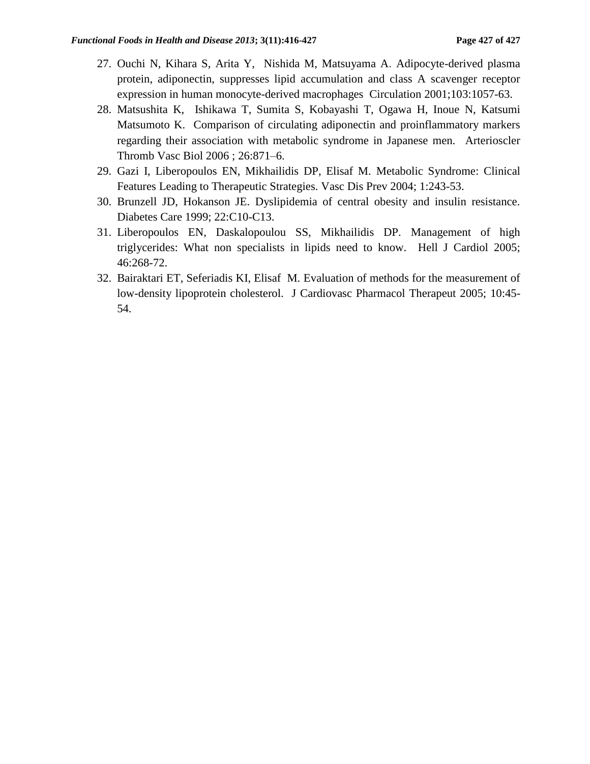27. Ouchi N, Kihara S, Arita Y, Nishida M, Matsuyama A. Adipocyte-derived plasma protein, adiponectin, suppresses lipid accumulation and class A scavenger receptor expression in human monocyte-derived macrophages Circulation 2001;103:1057-63.
28. Matsushita K, Ishikawa T, Sumita S, Kobayashi T, Ogawa H, Inoue N, Katsumi Matsumoto K. Comparison of circulating adiponectin and proinflammatory markers regarding their association with metabolic syndrome in Japanese men. Arterioscler Thromb Vasc Biol 2006 ; 26:871–6.
29. Gazi I, Liberopoulos EN, Mikhailidis DP, Elisaf M. Metabolic Syndrome: Clinical Features Leading to Therapeutic Strategies. Vasc Dis Prev 2004; 1:243-53.
30. Brunzell JD, Hokanson JE. Dyslipidemia of central obesity and insulin resistance. Diabetes Care 1999; 22:C10-C13.
31. Liberopoulos EN, Daskalopoulou SS, Mikhailidis DP. Management of high triglycerides: What non specialists in lipids need to know. Hell J Cardiol 2005; 46:268-72.
32. Bairaktari ET, Seferiadis KI, Elisaf M. Evaluation of methods for the measurement of low-density lipoprotein cholesterol. J Cardiovasc Pharmacol Therapeut 2005; 10:45-54.